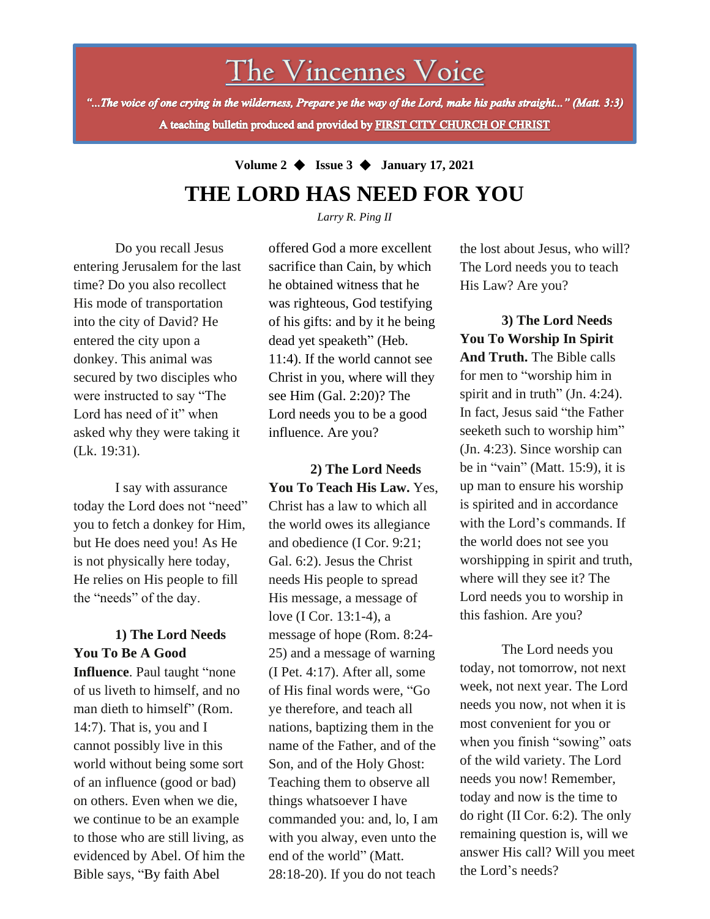# The Vincennes Voice

*"...The voice of one crying in the wilderness, Prepare ye the way of the Lord, make his paths straight..." (Matt. 3:3)*

**A teaching bulletin produced and provided by FIRST CITY CHURCH OF CHRIST**

**Volume 2 ◆ Issue 3 ◆ January 17, 2021**

## THE LORD HAS NEED FOR YOU

*Larry R. Ping II*

Do you recall Jesus entering Jerusalem for the last time? Do you also recollect His mode of transportation into the city of David? He entered the city upon a donkey. This animal was secured by two disciples who were instructed to say "The Lord has need of it" when asked why they were taking it (Lk. 19:31).

I say with assurance today the Lord does not "need" you to fetch a donkey for Him, but He does need you! As He is not physically here today, He relies on His people to fill the "needs" of the day.

**1) The Lord Needs You To Be A Good Influence**. Paul taught "none of us liveth to himself, and no man dieth to himself" (Rom. 14:7). That is, you and I cannot possibly live in this world without being some sort of an influence (good or bad) on others. Even when we die, we continue to be an example to those who are still living, as evidenced by Abel. Of him the Bible says, "By faith Abel offered God a more excellent sacrifice than Cain, by which he obtained witness that he was righteous, God testifying of his gifts: and by it he being dead yet speaketh" (Heb. 11:4). If the world cannot see Christ in you, where will they see Him (Gal. 2:20)? The Lord needs you to be a good influence. Are you?

**2) The Lord Needs You To Teach His Law.** Yes, Christ has a law to which all the world owes its allegiance and obedience (I Cor. 9:21; Gal. 6:2). Jesus the Christ needs His people to spread His message, a message of love (I Cor. 13:1-4), a message of hope (Rom. 8:24-25) and a message of warning (I Pet. 4:17). After all, some of His final words were, "Go ye therefore, and teach all nations, baptizing them in the name of the Father, and of the Son, and of the Holy Ghost: Teaching them to observe all things whatsoever I have commanded you: and, lo, I am with you alway, even unto the end of the world" (Matt. 28:18-20). If you do not teach the lost about Jesus, who will? The Lord needs you to teach His Law? Are you?

**3) The Lord Needs You To Worship In Spirit And Truth.** The Bible calls for men to "worship him in spirit and in truth" (Jn. 4:24). In fact, Jesus said "the Father seeketh such to worship him" (Jn. 4:23). Since worship can be in "vain" (Matt. 15:9), it is up man to ensure his worship is spirited and in accordance with the Lord's commands. If the world does not see you worshipping in spirit and truth, where will they see it? The Lord needs you to worship in this fashion. Are you?

The Lord needs you today, not tomorrow, not next week, not next year. The Lord needs you now, not when it is most convenient for you or when you finish "sowing" oats of the wild variety. The Lord needs you now! Remember, today and now is the time to do right (II Cor. 6:2). The only remaining question is, will we answer His call? Will you meet the Lord's needs?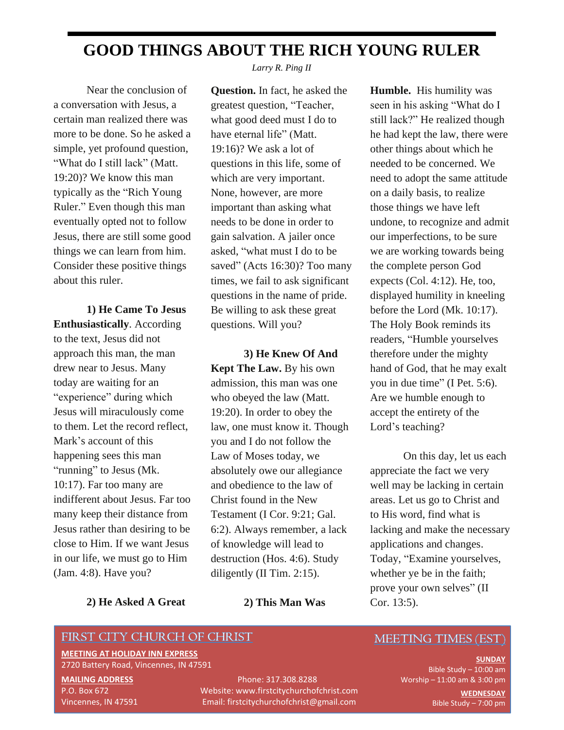# GOOD THINGS ABOUT THE RICH YOUNG RULER

*Larry R. Ping II*

Near the conclusion of a conversation with Jesus, a certain man realized there was more to be done. So he asked a simple, yet profound question, "What do I still lack" (Matt. 19:20)? We know this man typically as the "Rich Young Ruler." Even though this man eventually opted not to follow Jesus, there are still some good things we can learn from him. Consider these positive things about this ruler.

**1) He Came To Jesus Enthusiastically**. According to the text, Jesus did not approach this man, the man drew near to Jesus. Many today are waiting for an "experience" during which Jesus will miraculously come to them. Let the record reflect, Mark's account of this happening sees this man "running" to Jesus (Mk. 10:17). Far too many are indifferent about Jesus. Far too many keep their distance from Jesus rather than desiring to be close to Him. If we want Jesus in our life, we must go to Him (Jam. 4:8). Have you?

**2) He Asked A Great Question.** In fact, he asked the greatest question, "Teacher, what good deed must I do to have eternal life" (Matt. 19:16)? We ask a lot of questions in this life, some of which are very important. None, however, are more important than asking what needs to be done in order to gain salvation. A jailer once asked, "what must I do to be saved" (Acts 16:30)? Too many times, we fail to ask significant questions in the name of pride. Be willing to ask these great questions. Will you?

**3) He Knew Of And Kept The Law.** By his own admission, this man was one who obeyed the law (Matt. 19:20). In order to obey the law, one must know it. Though you and I do not follow the Law of Moses today, we absolutely owe our allegiance and obedience to the law of Christ found in the New Testament (I Cor. 9:21; Gal. 6:2). Always remember, a lack of knowledge will lead to destruction (Hos. 4:6). Study diligently (II Tim. 2:15).

**2) This Man Was Humble.** His humility was seen in his asking "What do I still lack?" He realized though he had kept the law, there were other things about which he needed to be concerned. We need to adopt the same attitude on a daily basis, to realize those things we have left undone, to recognize and admit our imperfections, to be sure we are working towards being the complete person God expects (Col. 4:12). He, too, displayed humility in kneeling before the Lord (Mk. 10:17). The Holy Book reminds its readers, "Humble yourselves therefore under the mighty hand of God, that he may exalt you in due time" (I Pet. 5:6). Are we humble enough to accept the entirety of the Lord's teaching?

On this day, let us each appreciate the fact we very well may be lacking in certain areas. Let us go to Christ and to His word, find what is lacking and make the necessary applications and changes. Today, "Examine yourselves, whether ye be in the faith; prove your own selves" (II Cor. 13:5).

## FIRST CITY CHURCH OF CHRIST

**MEETING AT HOLIDAY INN EXPRESS**
2720 Battery Road, Vincennes, IN 47591

**MAILING ADDRESS**
P.O. Box 672
Vincennes, IN 47591

Phone: 317.308.8288
Website: www.firstcitychurchofchrist.com
Email: firstcitychurchofchrist@gmail.com

## MEETING TIMES (EST)

**SUNDAY**
Bible Study – 10:00 am
Worship – 11:00 am & 3:00 pm

**WEDNESDAY**
Bible Study – 7:00 pm